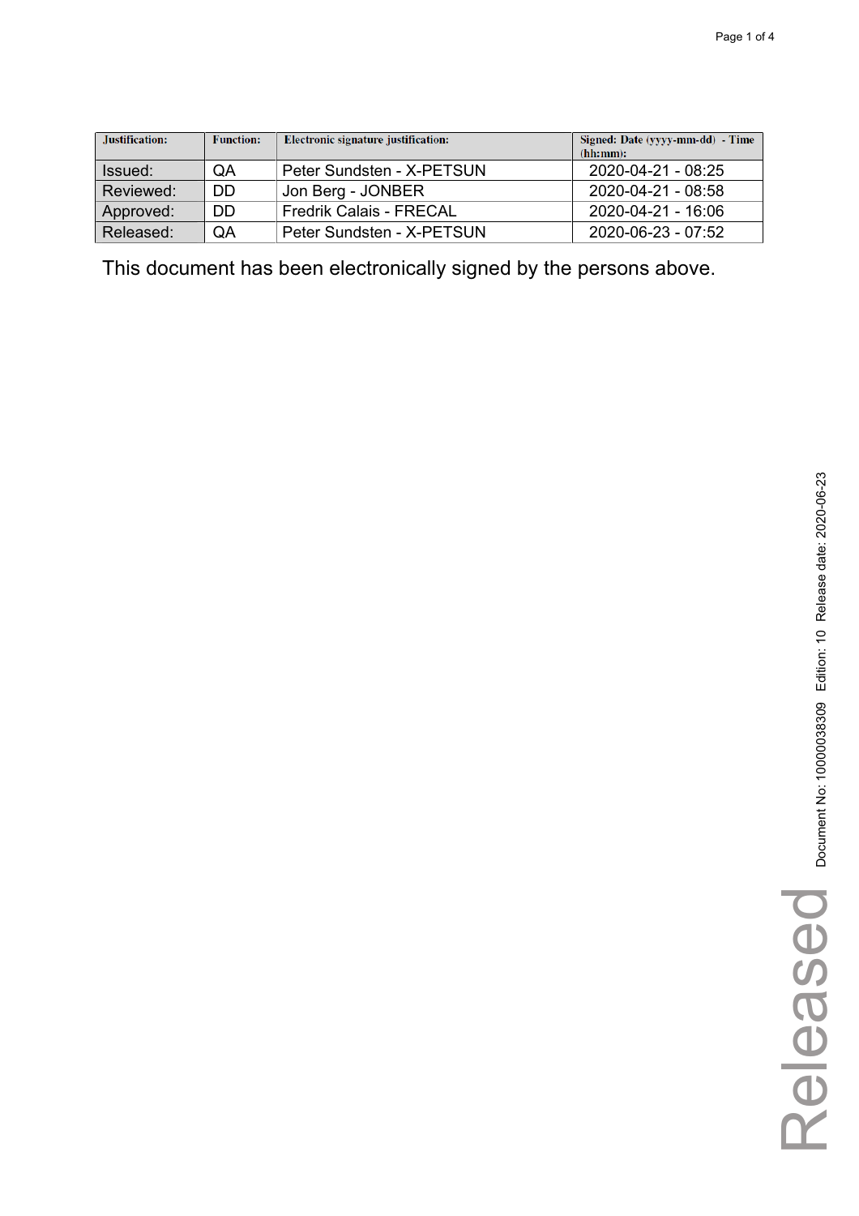| Justification: | Function: | Electronic signature justification: | Signed: Date (yyyy-mm-dd) - Time (hh:mm): |
|---|---|---|---|
| Issued: | QA | Peter Sundsten - X-PETSUN | 2020-04-21 - 08:25 |
| Reviewed: | DD | Jon Berg - JONBER | 2020-04-21 - 08:58 |
| Approved: | DD | Fredrik Calais - FRECAL | 2020-04-21 - 16:06 |
| Released: | QA | Peter Sundsten - X-PETSUN | 2020-06-23 - 07:52 |

This document has been electronically signed by the persons above.

Document No: 10000038309 Edition: 10 Release date: 2020-06-23

Released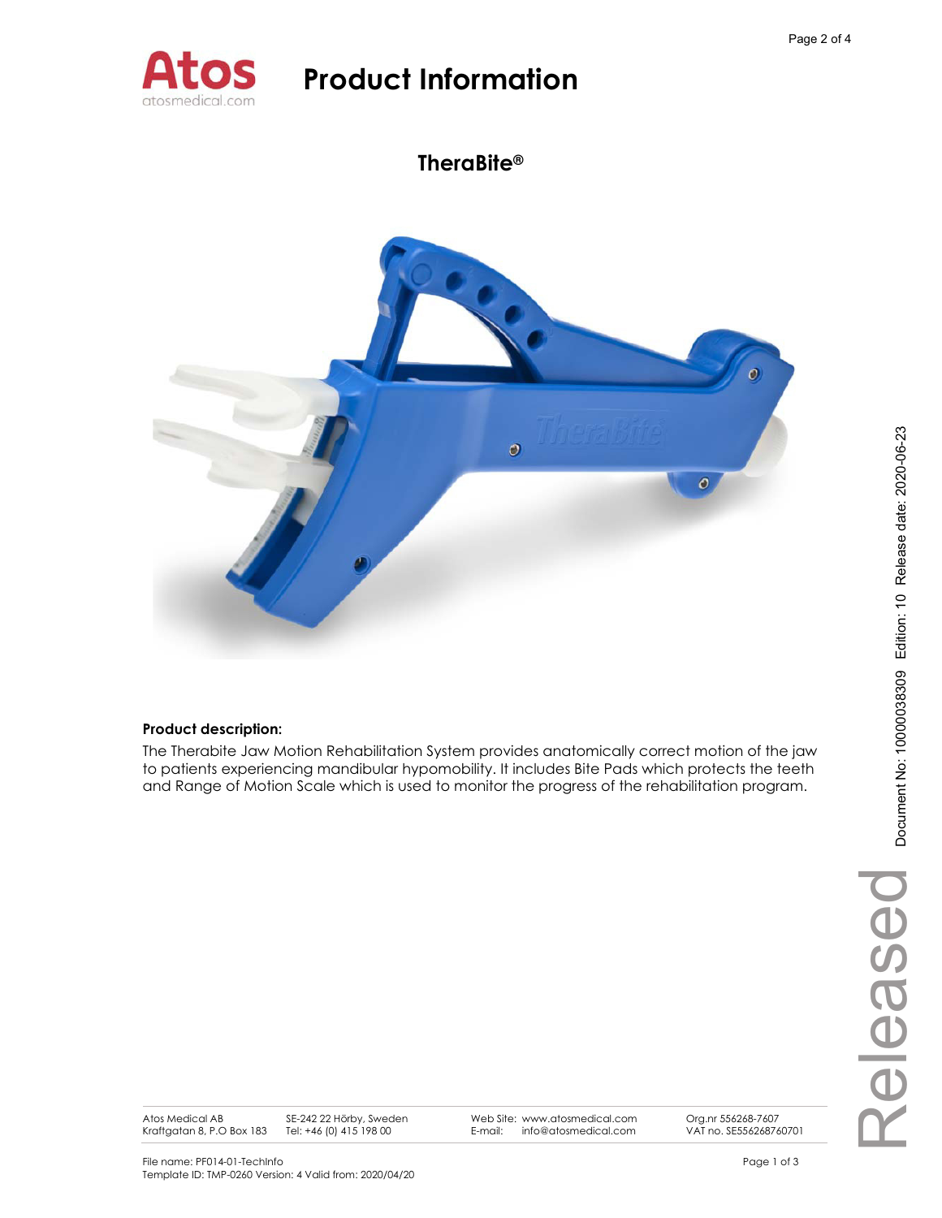# Product Information

## TheraBite®

**Product description:**

The Therabite Jaw Motion Rehabilitation System provides anatomically correct motion of the jaw to patients experiencing mandibular hypomobility. It includes Bite Pads which protects the teeth and Range of Motion Scale which is used to monitor the progress of the rehabilitation program.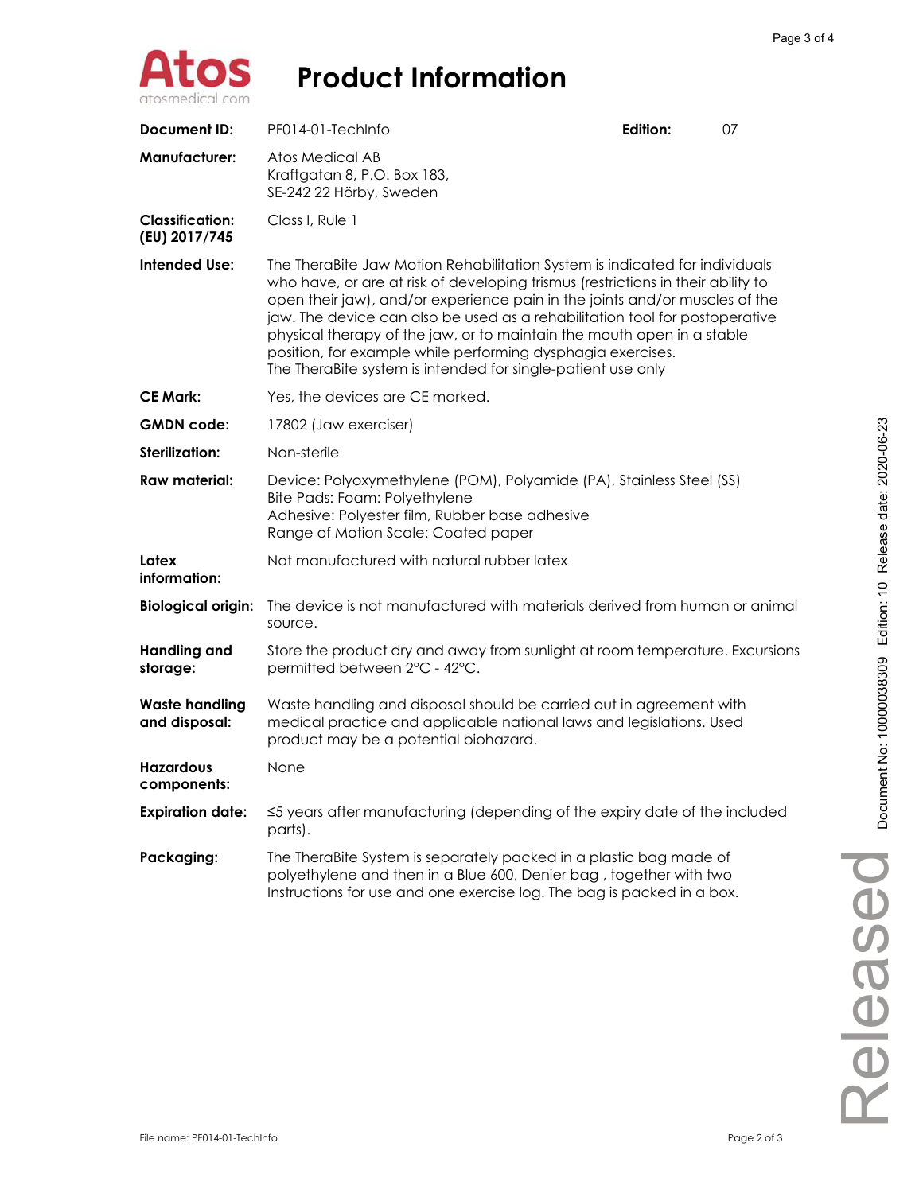# Product Information

| | | | |
|---|---|---|---|
| **Document ID:** | PF014-01-TechInfo | **Edition:** | 07 |
| **Manufacturer:** | Atos Medical AB<br>Kraftgatan 8, P.O. Box 183,<br>SE-242 22 Hörby, Sweden | | |
| **Classification: (EU) 2017/745** | Class I, Rule 1 | | |
| **Intended Use:** | The TheraBite Jaw Motion Rehabilitation System is indicated for individuals who have, or are at risk of developing trismus (restrictions in their ability to open their jaw), and/or experience pain in the joints and/or muscles of the jaw. The device can also be used as a rehabilitation tool for postoperative physical therapy of the jaw, or to maintain the mouth open in a stable position, for example while performing dysphagia exercises.<br>The TheraBite system is intended for single-patient use only | | |
| **CE Mark:** | Yes, the devices are CE marked. | | |
| **GMDN code:** | 17802 (Jaw exerciser) | | |
| **Sterilization:** | Non-sterile | | |
| **Raw material:** | Device: Polyoxymethylene (POM), Polyamide (PA), Stainless Steel (SS)<br>Bite Pads: Foam: Polyethylene<br>Adhesive: Polyester film, Rubber base adhesive<br>Range of Motion Scale: Coated paper | | |
| **Latex information:** | Not manufactured with natural rubber latex | | |
| **Biological origin:** | The device is not manufactured with materials derived from human or animal source. | | |
| **Handling and storage:** | Store the product dry and away from sunlight at room temperature. Excursions permitted between 2°C - 42°C. | | |
| **Waste handling and disposal:** | Waste handling and disposal should be carried out in agreement with medical practice and applicable national laws and legislations. Used product may be a potential biohazard. | | |
| **Hazardous components:** | None | | |
| **Expiration date:** | ≤5 years after manufacturing (depending of the expiry date of the included parts). | | |
| **Packaging:** | The TheraBite System is separately packed in a plastic bag made of polyethylene and then in a Blue 600, Denier bag , together with two Instructions for use and one exercise log. The bag is packed in a box. | | |

Document No: 10000038309 Edition: 10 Release date: 2020-06-23

Released

File name: PF014-01-TechInfo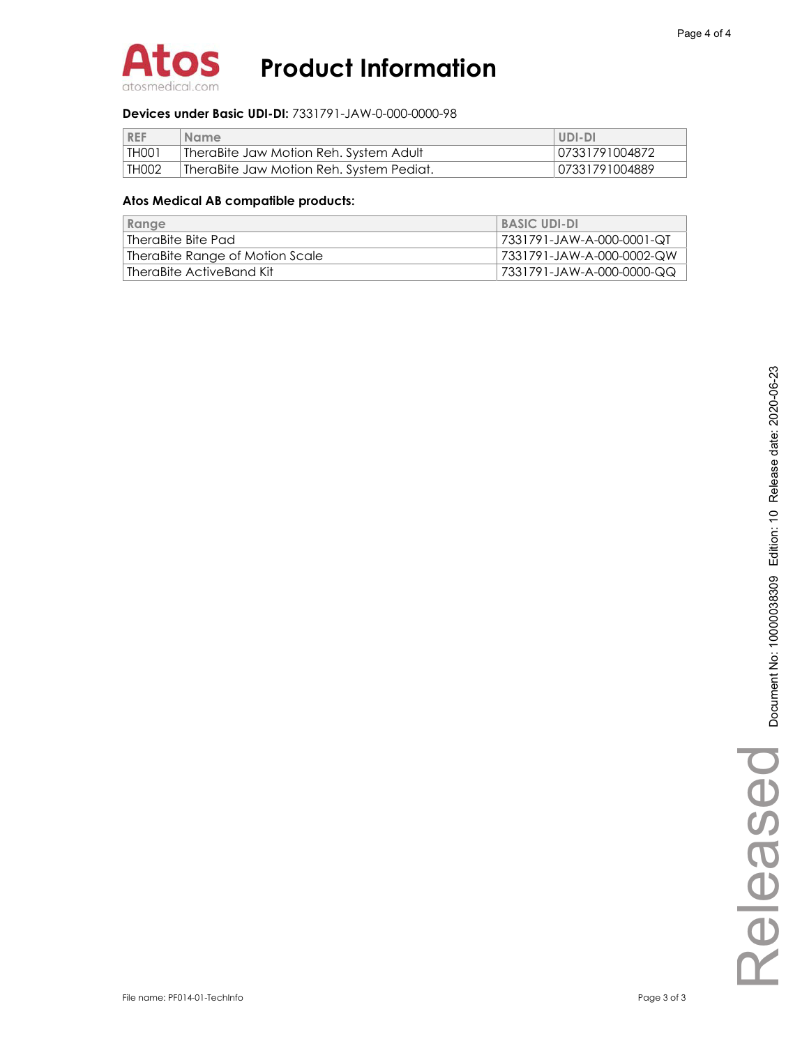**Devices under Basic UDI-DI:** 7331791-JAW-0-000-0000-98

| REF | Name | UDI-DI |
|---|---|---|
| TH001 | TheraBite Jaw Motion Reh. System Adult | 07331791004872 |
| TH002 | TheraBite Jaw Motion Reh. System Pediat. | 07331791004889 |

**Atos Medical AB compatible products:**

| Range | BASIC UDI-DI |
|---|---|
| TheraBite Bite Pad | 7331791-JAW-A-000-0001-QT |
| TheraBite Range of Motion Scale | 7331791-JAW-A-000-0002-QW |
| TheraBite ActiveBand Kit | 7331791-JAW-A-000-0000-QQ |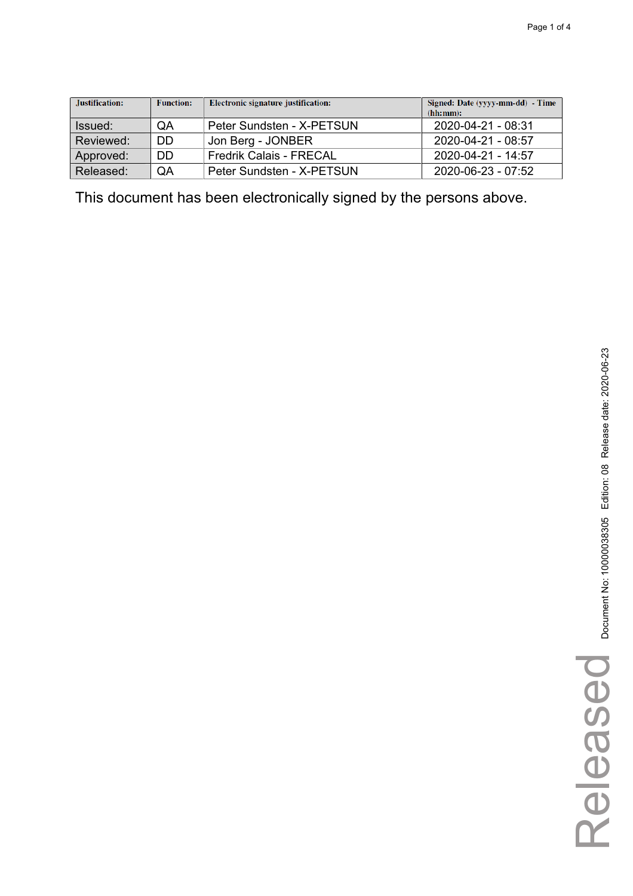| Justification: | Function: | Electronic signature justification: | Signed: Date (yyyy-mm-dd) - Time (hh:mm): |
|---|---|---|---|
| Issued: | QA | Peter Sundsten - X-PETSUN | 2020-04-21 - 08:31 |
| Reviewed: | DD | Jon Berg - JONBER | 2020-04-21 - 08:57 |
| Approved: | DD | Fredrik Calais - FRECAL | 2020-04-21 - 14:57 |
| Released: | QA | Peter Sundsten - X-PETSUN | 2020-06-23 - 07:52 |

This document has been electronically signed by the persons above.

Document No: 10000038305 Edition: 08 Release date: 2020-06-23

Released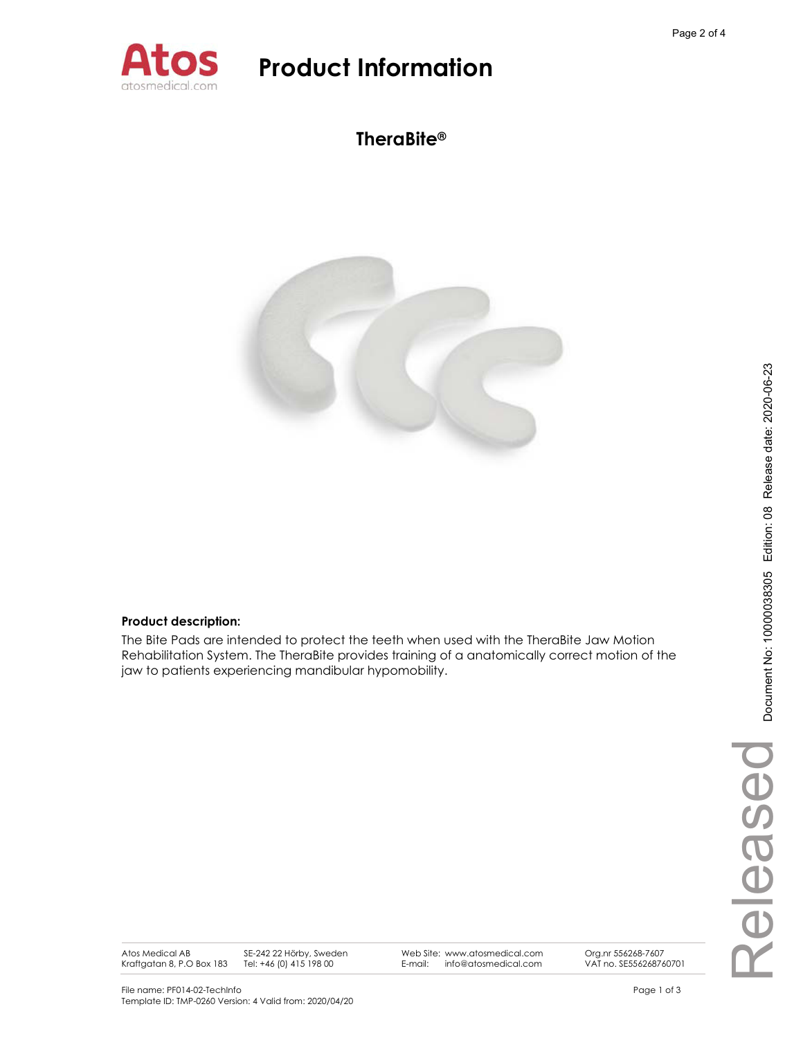# Product Information

## TheraBite®

**Product description:**

The Bite Pads are intended to protect the teeth when used with the TheraBite Jaw Motion Rehabilitation System. The TheraBite provides training of a anatomically correct motion of the jaw to patients experiencing mandibular hypomobility.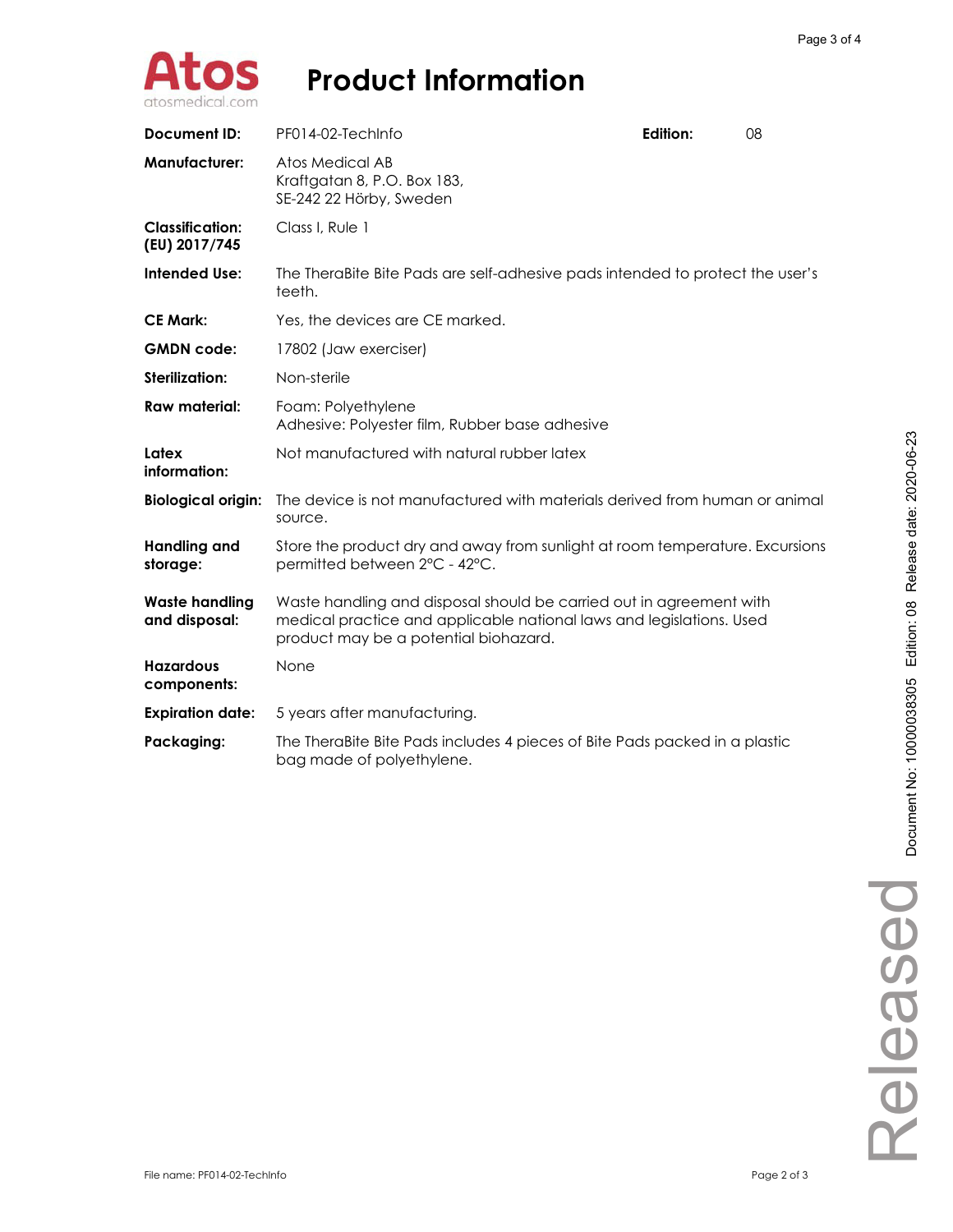# Product Information

| | | | |
|---|---|---|---|
| **Document ID:** | PF014-02-TechInfo | **Edition:** | 08 |
| **Manufacturer:** | Atos Medical AB<br>Kraftgatan 8, P.O. Box 183,<br>SE-242 22 Hörby, Sweden | | |
| **Classification: (EU) 2017/745** | Class I, Rule 1 | | |
| **Intended Use:** | The TheraBite Bite Pads are self-adhesive pads intended to protect the user's teeth. | | |
| **CE Mark:** | Yes, the devices are CE marked. | | |
| **GMDN code:** | 17802 (Jaw exerciser) | | |
| **Sterilization:** | Non-sterile | | |
| **Raw material:** | Foam: Polyethylene<br>Adhesive: Polyester film, Rubber base adhesive | | |
| **Latex information:** | Not manufactured with natural rubber latex | | |
| **Biological origin:** | The device is not manufactured with materials derived from human or animal source. | | |
| **Handling and storage:** | Store the product dry and away from sunlight at room temperature. Excursions permitted between 2°C - 42°C. | | |
| **Waste handling and disposal:** | Waste handling and disposal should be carried out in agreement with medical practice and applicable national laws and legislations. Used product may be a potential biohazard. | | |
| **Hazardous components:** | None | | |
| **Expiration date:** | 5 years after manufacturing. | | |
| **Packaging:** | The TheraBite Bite Pads includes 4 pieces of Bite Pads packed in a plastic bag made of polyethylene. | | |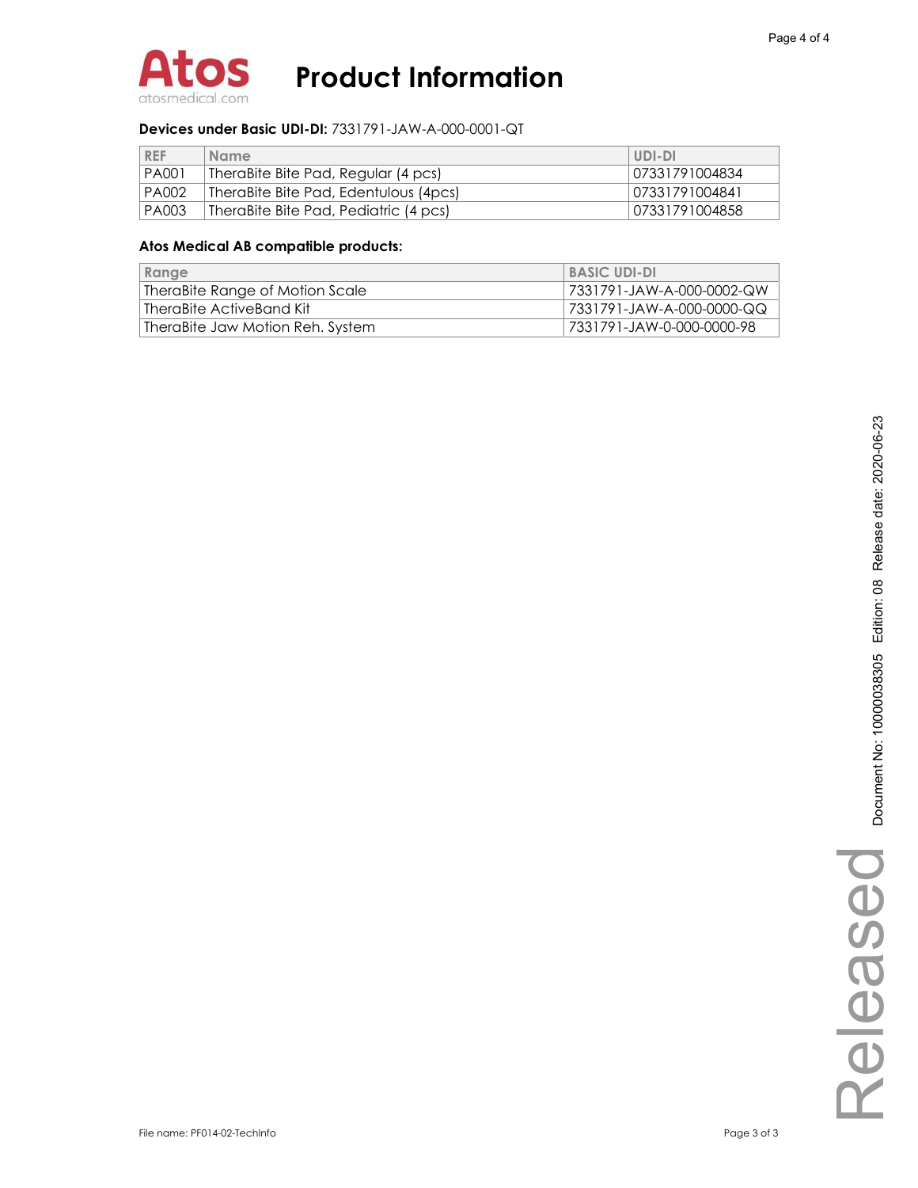**Devices under Basic UDI-DI:** 7331791-JAW-A-000-0001-QT

| REF | Name | UDI-DI |
|---|---|---|
| PA001 | TheraBite Bite Pad, Regular (4 pcs) | 07331791004834 |
| PA002 | TheraBite Bite Pad, Edentulous (4pcs) | 07331791004841 |
| PA003 | TheraBite Bite Pad, Pediatric (4 pcs) | 07331791004858 |

**Atos Medical AB compatible products:**

| Range | BASIC UDI-DI |
|---|---|
| TheraBite Range of Motion Scale | 7331791-JAW-A-000-0002-QW |
| TheraBite ActiveBand Kit | 7331791-JAW-A-000-0000-QQ |
| TheraBite Jaw Motion Reh. System | 7331791-JAW-0-000-0000-98 |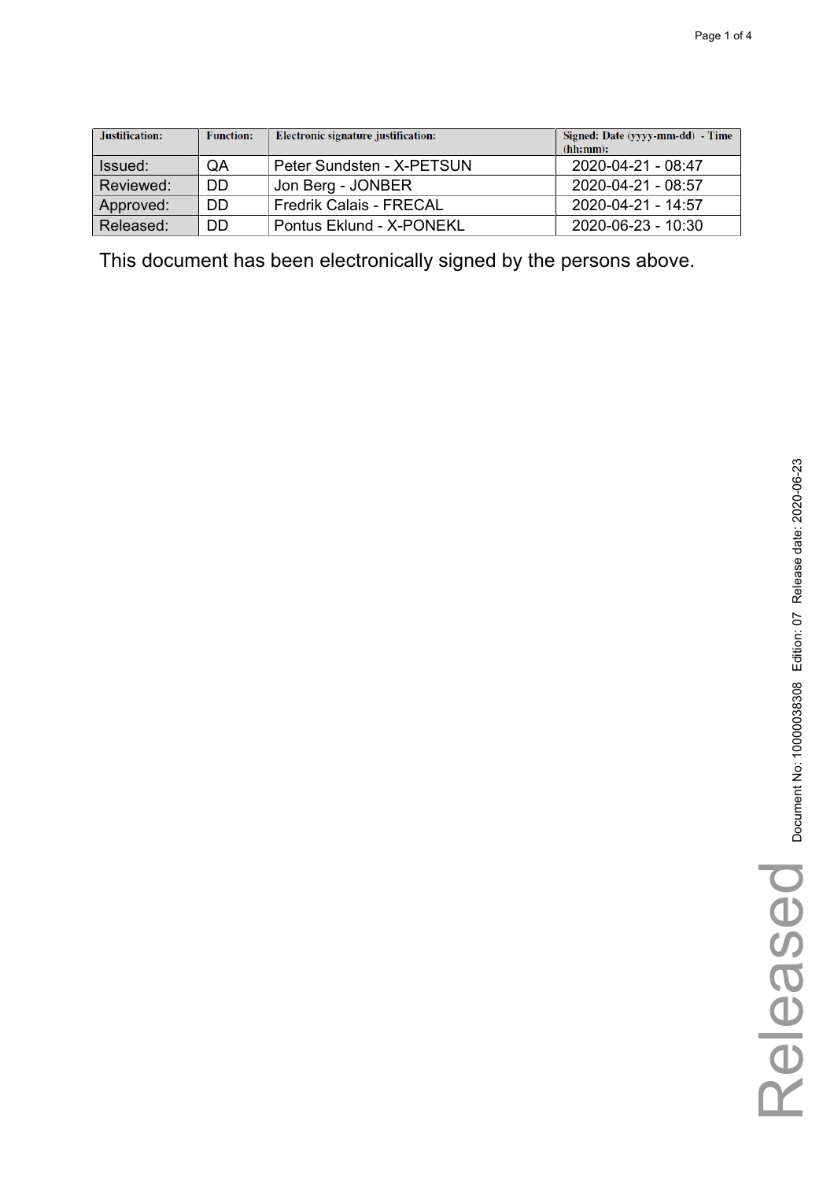| Justification: | Function: | Electronic signature justification: | Signed: Date (yyyy-mm-dd) - Time (hh:mm): |
|---|---|---|---|
| Issued: | QA | Peter Sundsten - X-PETSUN | 2020-04-21 - 08:47 |
| Reviewed: | DD | Jon Berg - JONBER | 2020-04-21 - 08:57 |
| Approved: | DD | Fredrik Calais - FRECAL | 2020-04-21 - 14:57 |
| Released: | DD | Pontus Eklund - X-PONEKL | 2020-06-23 - 10:30 |

This document has been electronically signed by the persons above.

Document No: 10000038308 Edition: 07 Release date: 2020-06-23

Released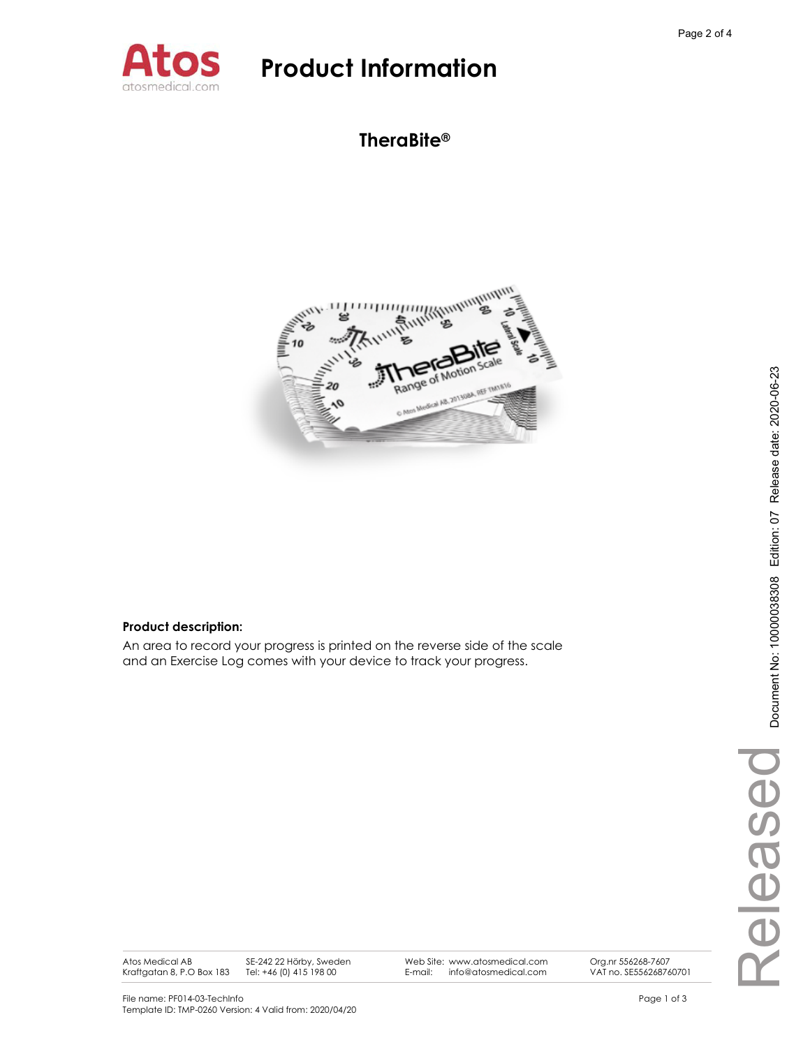# Product Information

## TheraBite®

**Product description:**

An area to record your progress is printed on the reverse side of the scale and an Exercise Log comes with your device to track your progress.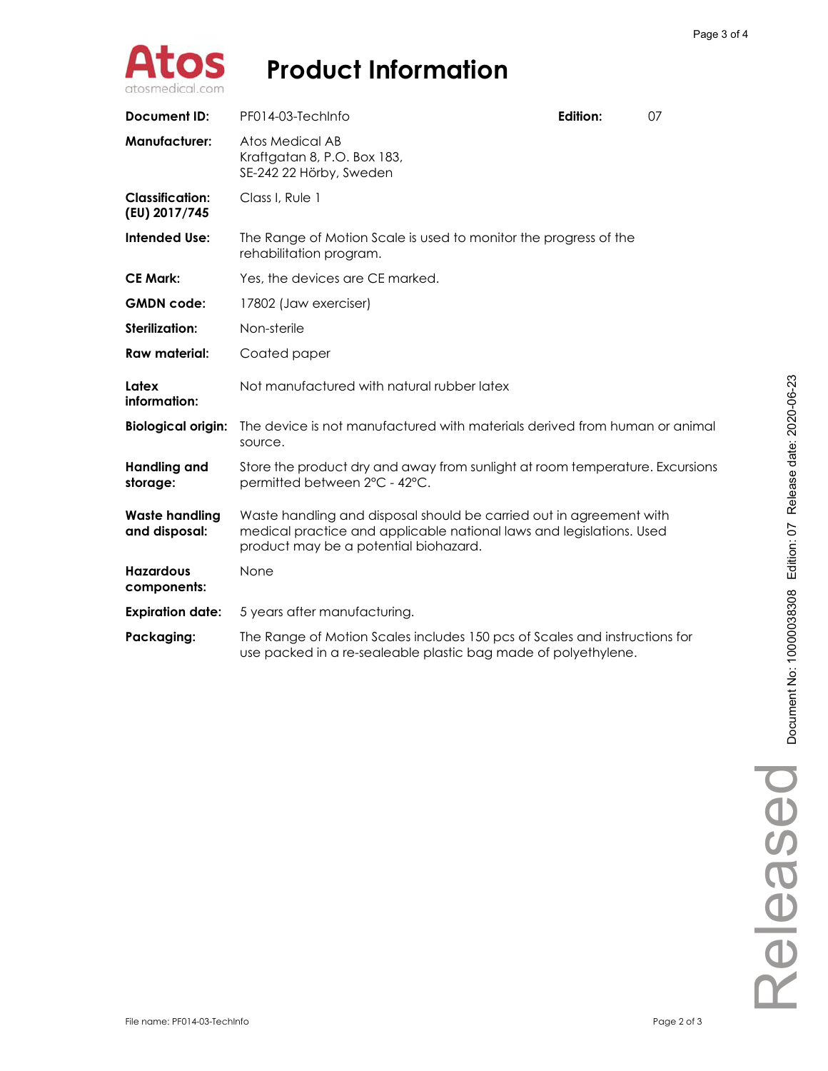# Product Information

| | | | |
|---|---|---|---|
| **Document ID:** | PF014-03-TechInfo | **Edition:** | 07 |
| **Manufacturer:** | Atos Medical AB<br>Kraftgatan 8, P.O. Box 183,<br>SE-242 22 Hörby, Sweden | | |
| **Classification: (EU) 2017/745** | Class I, Rule 1 | | |
| **Intended Use:** | The Range of Motion Scale is used to monitor the progress of the rehabilitation program. | | |
| **CE Mark:** | Yes, the devices are CE marked. | | |
| **GMDN code:** | 17802 (Jaw exerciser) | | |
| **Sterilization:** | Non-sterile | | |
| **Raw material:** | Coated paper | | |
| **Latex information:** | Not manufactured with natural rubber latex | | |
| **Biological origin:** | The device is not manufactured with materials derived from human or animal source. | | |
| **Handling and storage:** | Store the product dry and away from sunlight at room temperature. Excursions permitted between 2°C - 42°C. | | |
| **Waste handling and disposal:** | Waste handling and disposal should be carried out in agreement with medical practice and applicable national laws and legislations. Used product may be a potential biohazard. | | |
| **Hazardous components:** | None | | |
| **Expiration date:** | 5 years after manufacturing. | | |
| **Packaging:** | The Range of Motion Scales includes 150 pcs of Scales and instructions for use packed in a re-sealeable plastic bag made of polyethylene. | | |

File name: PF014-03-TechInfo

Document No: 10000038308 Edition: 07 Release date: 2020-06-23

Released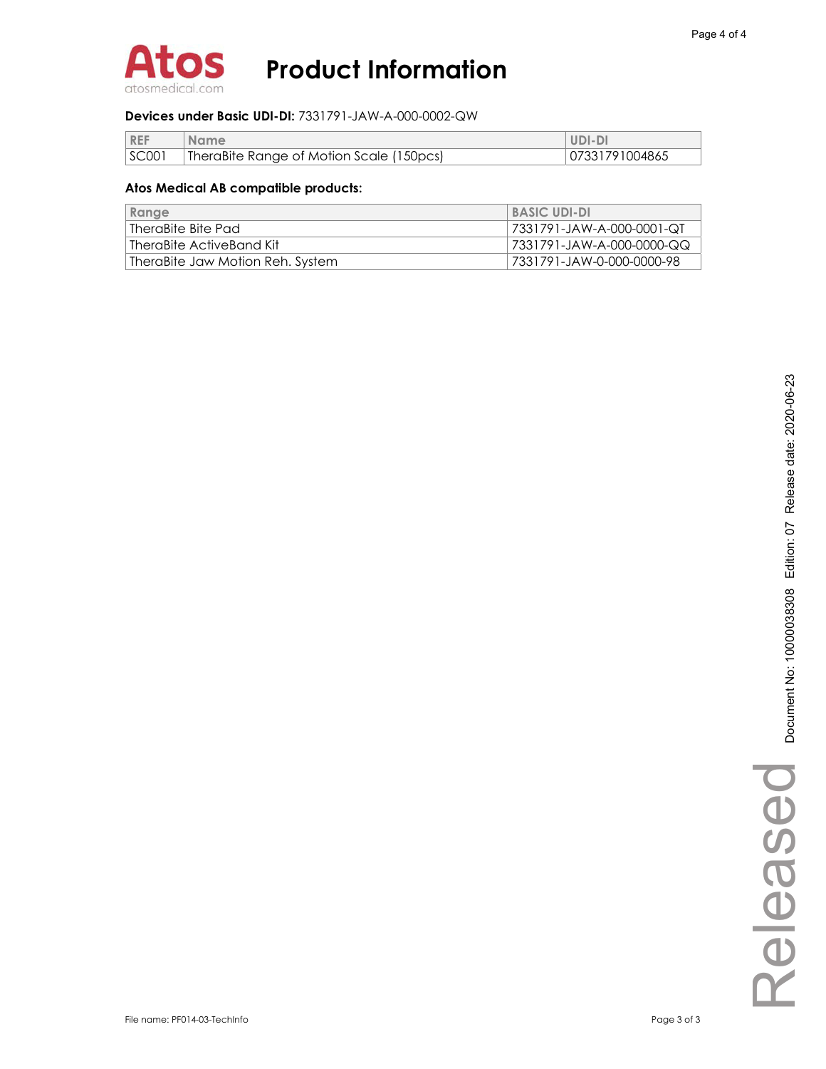# Product Information

**Devices under Basic UDI-DI:** 7331791-JAW-A-000-0002-QW

| REF | Name | UDI-DI |
| --- | --- | --- |
| SC001 | TheraBite Range of Motion Scale (150pcs) | 07331791004865 |

**Atos Medical AB compatible products:**

| Range | BASIC UDI-DI |
| --- | --- |
| TheraBite Bite Pad | 7331791-JAW-A-000-0001-QT |
| TheraBite ActiveBand Kit | 7331791-JAW-A-000-0000-QQ |
| TheraBite Jaw Motion Reh. System | 7331791-JAW-0-000-0000-98 |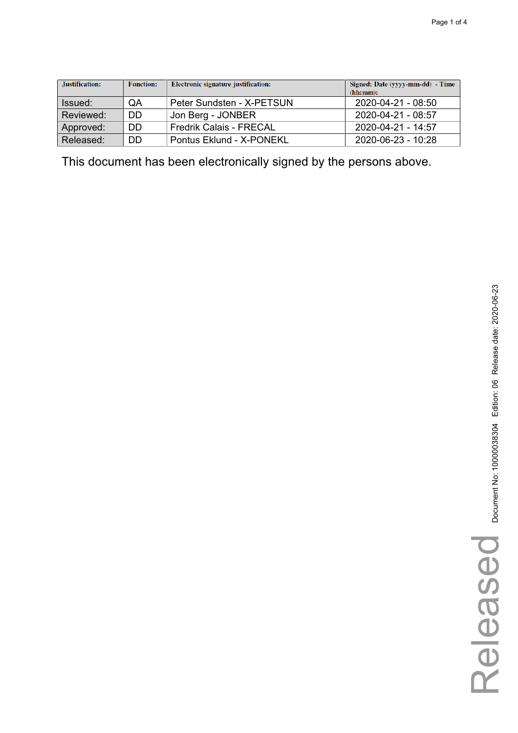| Justification: | Function: | Electronic signature justification: | Signed: Date (yyyy-mm-dd) - Time (hh:mm): |
|---|---|---|---|
| Issued: | QA | Peter Sundsten - X-PETSUN | 2020-04-21 - 08:50 |
| Reviewed: | DD | Jon Berg - JONBER | 2020-04-21 - 08:57 |
| Approved: | DD | Fredrik Calais - FRECAL | 2020-04-21 - 14:57 |
| Released: | DD | Pontus Eklund - X-PONEKL | 2020-06-23 - 10:28 |

This document has been electronically signed by the persons above.

Document No: 100000038304 Edition: 06 Release date: 2020-06-23

Released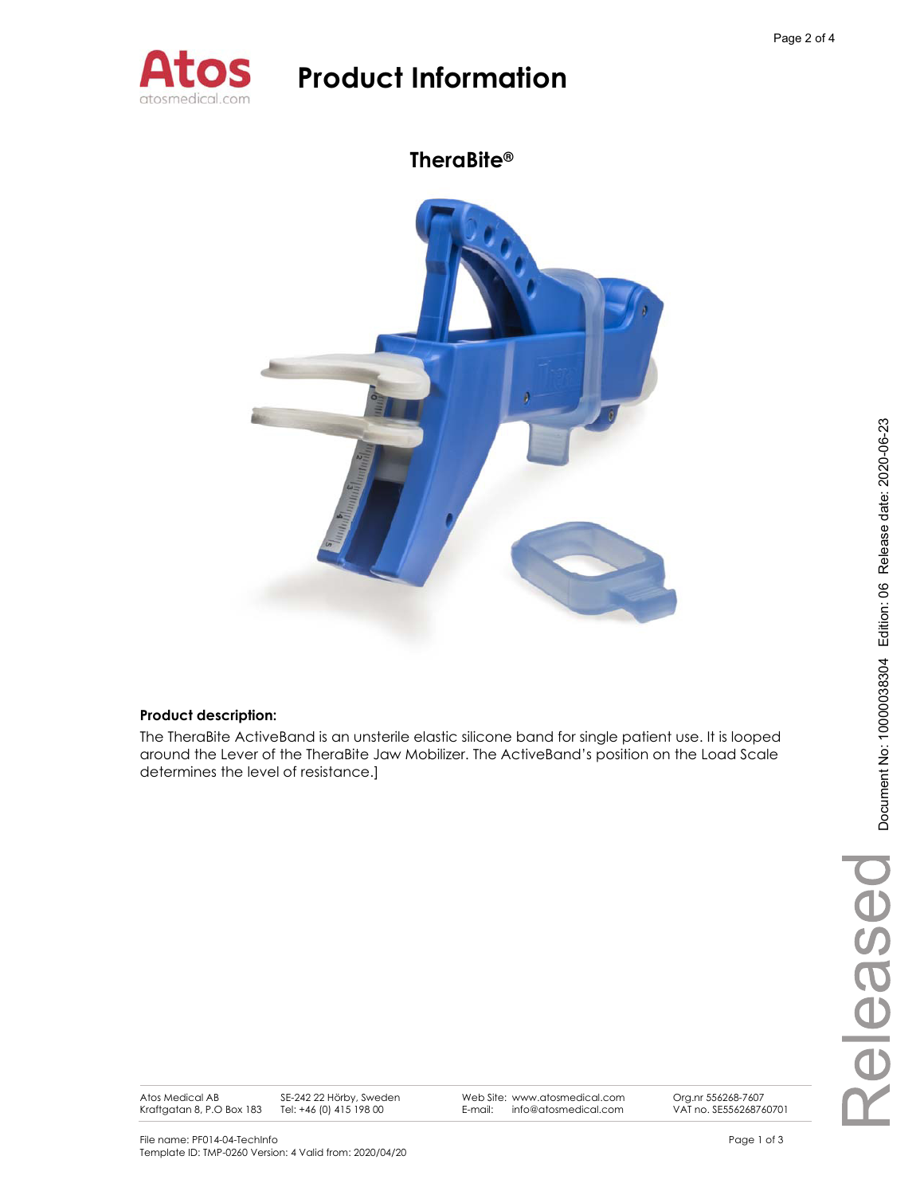# Product Information

## TheraBite®

**Product description:**

The TheraBite ActiveBand is an unsterile elastic silicone band for single patient use. It is looped around the Lever of the TheraBite Jaw Mobilizer. The ActiveBand's position on the Load Scale determines the level of resistance.]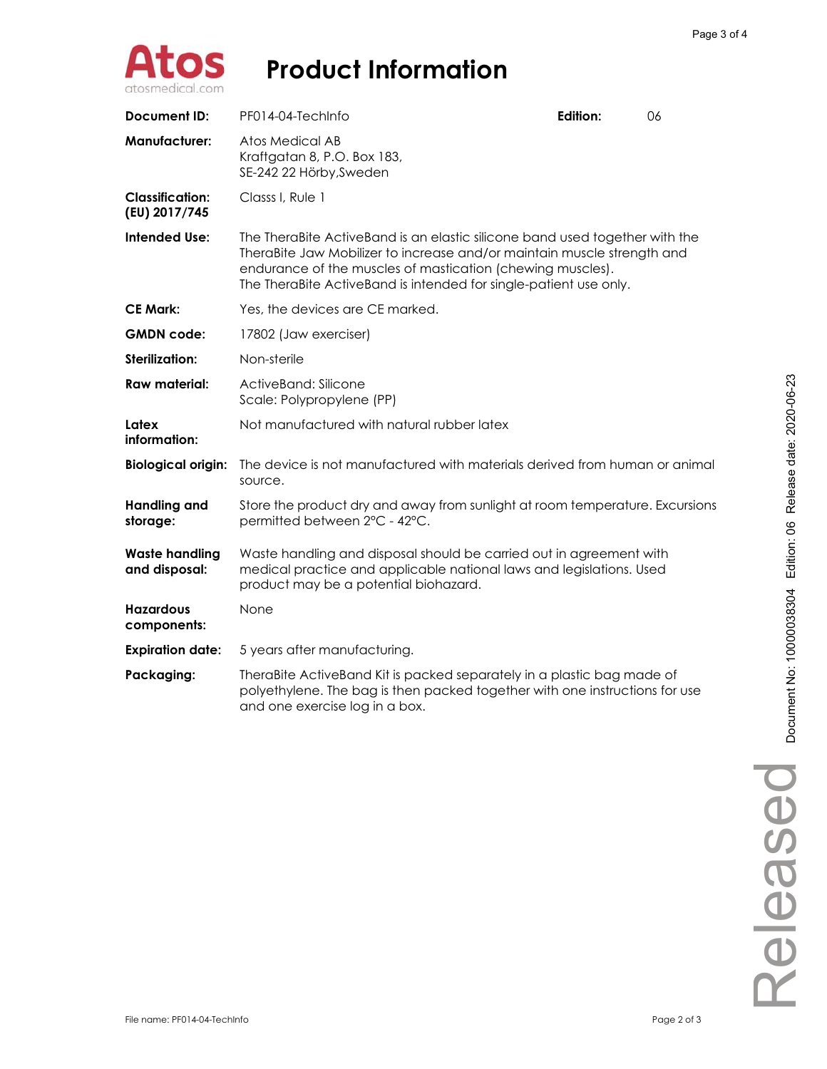# Product Information

| | | | |
|---|---|---|---|
| **Document ID:** | PF014-04-TechInfo | **Edition:** | 06 |
| **Manufacturer:** | Atos Medical AB<br>Kraftgatan 8, P.O. Box 183,<br>SE-242 22 Hörby,Sweden | | |
| **Classification: (EU) 2017/745** | Classs I, Rule 1 | | |
| **Intended Use:** | The TheraBite ActiveBand is an elastic silicone band used together with the TheraBite Jaw Mobilizer to increase and/or maintain muscle strength and endurance of the muscles of mastication (chewing muscles).<br>The TheraBite ActiveBand is intended for single-patient use only. | | |
| **CE Mark:** | Yes, the devices are CE marked. | | |
| **GMDN code:** | 17802 (Jaw exerciser) | | |
| **Sterilization:** | Non-sterile | | |
| **Raw material:** | ActiveBand: Silicone<br>Scale: Polypropylene (PP) | | |
| **Latex information:** | Not manufactured with natural rubber latex | | |
| **Biological origin:** | The device is not manufactured with materials derived from human or animal source. | | |
| **Handling and storage:** | Store the product dry and away from sunlight at room temperature. Excursions permitted between 2°C - 42°C. | | |
| **Waste handling and disposal:** | Waste handling and disposal should be carried out in agreement with medical practice and applicable national laws and legislations. Used product may be a potential biohazard. | | |
| **Hazardous components:** | None | | |
| **Expiration date:** | 5 years after manufacturing. | | |
| **Packaging:** | TheraBite ActiveBand Kit is packed separately in a plastic bag made of polyethylene. The bag is then packed together with one instructions for use and one exercise log in a box. | | |

Document No: 10000038304 Edition: 06 Release date: 2020-06-23

Released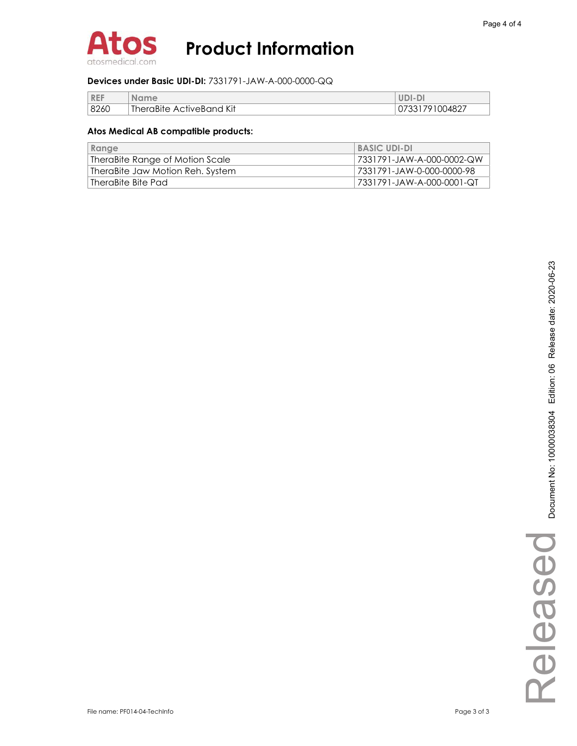# Product Information

**Devices under Basic UDI-DI:** 7331791-JAW-A-000-0000-QQ

| REF | Name | UDI-DI |
|---|---|---|
| 8260 | TheraBite ActiveBand Kit | 07331791004827 |

**Atos Medical AB compatible products:**

| Range | BASIC UDI-DI |
|---|---|
| TheraBite Range of Motion Scale | 7331791-JAW-A-000-0002-QW |
| TheraBite Jaw Motion Reh. System | 7331791-JAW-0-000-0000-98 |
| TheraBite Bite Pad | 7331791-JAW-A-000-0001-QT |